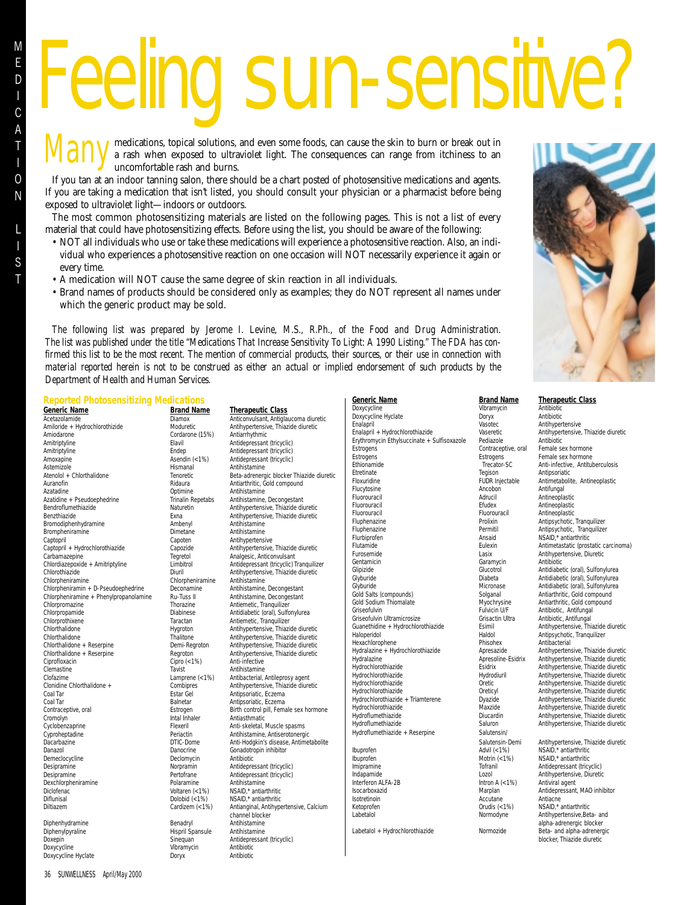# Feeling sun-sensitive?

Many medications, topical solutions, and even some foods, can cause the skin to burn or break out in a rash when exposed to ultraviolet light. The consequences can range from itchiness to an uncomfortable rash and burns.

If you tan at an indoor tanning salon, there should be a chart posted of photosensitive medications and agents. If you are taking a medication that isn't listed, you should consult your physician or a pharmacist before being exposed to ultraviolet light—indoors or outdoors.

The most common photosensitizing materials are listed on the following pages. This is not a list of every material that could have photosensitizing effects. Before using the list, you should be aware of the following:

- NOT all individuals who use or take these medications will experience a photosensitive reaction. Also, an individual who experiences a photosensitive reaction on one occasion will NOT necessarily experience it again or every time.
- A medication will NOT cause the same degree of skin reaction in all individuals.
- Brand names of products should be considered only as examples; they do NOT represent all names under which the generic product may be sold.

*The following list was prepared by Jerome I. Levine, M.S., R.Ph., of the Food and Drug Administration. The list was published under the title "Medications That Increase Sensitivity To Light: A 1990 Listing." The FDA has confirmed this list to be the most recent. The mention of commercial products, their sources, or their use in connection with material reported herein is not to be construed as either an actual or implied endorsement of such products by the Department of Health and Human Services.*

## Reported Photosensitizing Medications

| Generic Name | Brand Name | Therapeutic Class |
|---|---|---|
| Acetazolamide | Diamox | Anticonvulsant, Antiglaucoma diuretic |
| Amiloride + Hydrochlorothizide | Moduretic | Antihypertensive, Thiazide diuretic |
| Amiodarone | Cordarone (15%) | Antiarrhythmic |
| Amitriptyline | Elavil | Antidepressant (tricyclic) |
| Amitriptyline | Endep | Antidepressant (tricyclic) |
| Amoxapine | Asendin (<1%) | Antidepressant (tricyclic) |
| Astemizole | Hismanal | Antihistamine |
| Atenolol + Chlorthalidone | Tenoretic | Beta-adrenergic blocker Thiazide diuretic |
| Auranofin | Ridaura | Antiarthritic, Gold compound |
| Azatadine | Optimine | Antihistamine |
| Azatidine + Pseudoephedrine | Trinalin Repetabs | Antihistamine, Decongestant |
| Bendroflumethiazide | Naturetin | Antihypertensive, Thiazide diuretic |
| Benzthiazide | Exna | Antihypertensive, Thiazide diuretic |
| Bromodiphenhydramine | Ambenyl | Antihistamine |
| Brompheniramine | Dimetane | Antihistamine |
| Captopril | Capoten | Antihypertensive |
| Captopril + Hydrochlorothizide | Capozide | Antihypertensive, Thiazide diuretic |
| Carbamazepine | Tegretol | Analgesic, Anticonvulsant |
| Chlordiazepoxide + Amitriptyline | Limbitrol | Antidepressant (tricyclic) Tranquilizer |
| Chlorothiazide | Diuril | Antihypertensive, Thiazide diuretic |
| Chlorpheniramine | Chlorpheniramine | Antihistamine |
| Chlorpheniramin + D-Pseudoephedrine | Deconamine | Antihistamine, Decongestant |
| Chlorpheniramine + Phenylpropanolamine | Ru-Tuss II | Antihistamine, Decongestant |
| Chlorpromazine | Thorazine | Antiemetic, Tranquilizer |
| Chlorpropamide | Diabinese | Antidiabetic (oral), Sulfonylurea |
| Chlorprothixene | Taractan | Antiemetic, Tranquilizer |
| Chlorthalidone | Hygroton | Antihypertensive, Thiazide diuretic |
| Chlorthalidone | Thalitone | Antihypertensive, Thiazide diuretic |
| Chlorthalidone + Reserpine | Demi-Regroton | Antihypertensive, Thiazide diuretic |
| Chlorthalidone + Reserpine | Regroton | Antihypertensive, Thiazide diuretic |
| Ciprofloxacin | Cipro (<1%) | Anti-infective |
| Clemastine | Tavist | Antihistamine |
| Clofazime | Lamprene (<1%) | Antibacterial, Antileprosy agent |
| Clonidine Chlorthalidone + | Combipres | Antihypertensive, Thiazide diuretic |
| Coal Tar | Estar Gel | Antipsoriatic, Eczema |
| Coal Tar | Balnetar | Antipsoriatic, Eczema |
| Contraceptive, oral | Estrogen | Birth control pill, Female sex hormone |
| Cromolyn | Intal Inhaler | Antiasthmatic |
| Cyclobenzaprine | Flexeril | Anti-skeletal, Muscle spasms |
| Cyproheptadine | Periactin | Antihistamine, Antiserotonergic |
| Dacarbazine | DTIC-Dome | Anti-Hodgkin's disease, Antimetabolite |
| Danazol | Danocrine | Gonadotropin inhibitor |
| Demeclocycline | Declomycin | Antibiotic |
| Desipramine | Norpramin | Antidepressant (tricyclic) |
| Desipramine | Pertofrane | Antidepressant (tricyclic) |
| Dexchlorpheniramine | Polaramine | Antihistamine |
| Diclofenac | Voltaren (<1%) | NSAID,* antiarthritic |
| Diflunisal | Dolobid (<1%) | NSAID,* antiarthritic |
| Diltiazem | Cardizem (<1%) | Antianginal, Antihypertensive, Calcium channel blocker |
| Diphenhydramine | Benadryl | Antihistamine |
| Diphenylpyraline | Hispril Spansule | Antihistamine |
| Doxepin | Sinequan | Antidepressant (tricyclic) |
| Doxycycline | Vibramycin | Antibiotic |
| Doxycycline Hyclate | Doryx | Antibiotic |
| Doxycycline | Vibramycin | Antibiotic |
| Doxycycline Hyclate | Doryx | Antibiotic |
| Enalapril | Vasotec | Antihypertensive |
| Enalapril + Hydrochlorothiazide | Vaseretic | Antihypertensive, Thiazide diuretic |
| Erythromycin Ethylsuccinate + Sulfisoxazole | Pediazole | Antibiotic |
| Estrogens | Contraceptive, oral | Female sex hormone |
| Estrogens | Estrogens | Female sex hormone |
| Ethionamide | Trecator-SC | Anti-infective, Antituberculosis |
| Etretinate | Tegison | Antipsoriatic |
| Floxuridine | FUDR Injectable | Antimetabolite, Antineoplastic |
| Flucytosine | Ancobon | Antifungal |
| Fluorouracil | Adrucil | Antineoplastic |
| Fluorouracil | Efudex | Antineoplastic |
| Fluorouracil | Fluorouracil | Antineoplastic |
| Fluphenazine | Prolixin | Antipsychotic, Tranquilizer |
| Fluphenazine | Permitil | Antipsychotic, Tranquilizer |
| Flurbiprofen | Ansaid | NSAID,* antiarthritic |
| Flutamide | Eulexin | Antimetastatic (prostatic carcinoma) |
| Furosemide | Lasix | Antihypertensive, Diuretic |
| Gentamicin | Garamycin | Antibiotic |
| Glipizide | Glucotrol | Antidiabetic (oral), Sulfonylurea |
| Glyburide | Diabeta | Antidiabetic (oral), Sulfonylurea |
| Glyburide | Micronase | Antidiabetic (oral), Sulfonylurea |
| Gold Salts (compounds) | Solganal | Antiarthritic, Gold compound |
| Gold Sodium Thiomalate | Myochrysine | Antiarthritic, Gold compound |
| Griseofulvin | Fulvicin U/F | Antibiotic, Antifungal |
| Griseofulvin Ultramicrosize | Grisactin Ultra | Antibiotic, Antifungal |
| Guanethidine + Hydrochlorothiazide | Esimil | Antihypertensive, Thiazide diuretic |
| Haloperidol | Haldol | Antipsychotic, Tranquilizer |
| Hexachlorophene | Phisohex | Antibacterial |
| Hydralazine + Hydrochlorothiazide | Apresazide | Antihypertensive, Thiazide diuretic |
| Hydralazine | Apresoline-Esidrix | Antihypertensive, Thiazide diuretic |
| Hydrochlorothiazide | Esidrix | Antihypertensive, Thiazide diuretic |
| Hydrochlorothiazide | Hydrodiuril | Antihypertensive, Thiazide diuretic |
| Hydrochlorothiazide | Oretic | Antihypertensive, Thiazide diuretic |
| Hydrochlorothiazide | Oreticyl | Antihypertensive, Thiazide diuretic |
| Hydrochlorothiazide + Triamterene | Dyazide | Antihypertensive, Thiazide diuretic |
| Hydrochlorothiazide | Maxzide | Antihypertensive, Thiazide diuretic |
| Hydroflumethiazide | Diucardin | Antihypertensive, Thiazide diuretic |
| Hydroflumethiazide | Saluron | Antihypertensive, Thiazide diuretic |
| Hydroflumethiazide + Reserpine | Salutensin/ Salutensin-Demi | Antihypertensive, Thiazide diuretic |
| Ibuprofen | Advil (<1%) | NSAID,* antiarthritic |
| Ibuprofen | Motrin (<1%) | NSAID,* antiarthritic |
| Imipramine | Tofranil | Antidepressant (tricyclic) |
| Indapamide | Lozol | Antihypertensive, Diuretic |
| Interferon ALFA-2B | Intron A (<1%) | Antiviral agent |
| Isocarboxazid | Marplan | Antidepressant, MAO inhibitor |
| Isotretinoin | Accutane | Antiacne |
| Ketoprofen | Orudis (<1%) | NSAID,* antiarthritic |
| Labetalol | Normodyne | Antihypertensive,Beta- and alpha-adrenergic blocker |
| Labetalol + Hydrochlorothiazide | Normozide | Beta- and alpha-adrenergic blocker, Thiazide diuretic |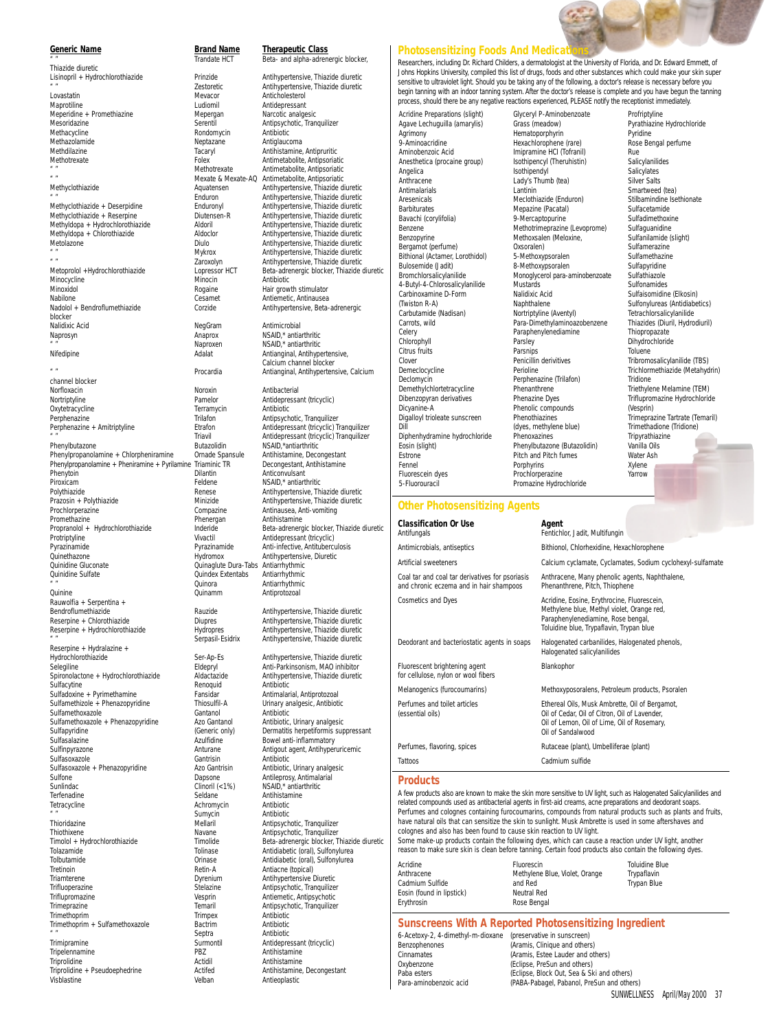| Generic Name | Brand Name | Therapeutic Class |
|---|---|---|
| " " | Trandate HCT | Beta- and alpha-adrenergic blocker, Thiazide diuretic |
| Lisinopril + Hydrochlorothiazide | Prinzide | Antihypertensive, Thiazide diuretic |
| " " | Zestoretic | Antihypertensive, Thiazide diuretic |
| Lovastatin | Mevacor | Anticholesterol |
| Maprotiline | Ludiomil | Antidepressant |
| Meperidine + Promethiazine | Mepergan | Narcotic analgesic |
| Mesoridazine | Serentil | Antipsychotic, Tranquilizer |
| Methacycline | Rondomycin | Antibiotic |
| Methazolamide | Neptazane | Antiglaucoma |
| Methdilazine | Tacaryl | Antihistamine, Antipruritic |
| Methotrexate | Folex | Antimetabolite, Antipsoriatic |
| " " | Methotrexate | Antimetabolite, Antipsoriatic |
| " " | Mexate & Mexate-AQ | Antimetabolite, Antipsoriatic |
| Methyclothiazide | Aquatensen | Antihypertensive, Thiazide diuretic |
| " " | Enduron | Antihypertensive, Thiazide diuretic |
| Methyclothiazide + Deserpidine | Enduronyl | Antihypertensive, Thiazide diuretic |
| Methyclothiazide + Reserpine | Diutensen-R | Antihypertensive, Thiazide diuretic |
| Methyldopa + Hydrochlorothiazide | Aldoril | Antihypertensive, Thiazide diuretic |
| Methyldopa + Chlorothiazide | Aldoclor | Antihypertensive, Thiazide diuretic |
| Metolazone | Diulo | Antihypertensive, Thiazide diuretic |
| " " | Mykrox | Antihypertensive, Thiazide diuretic |
| " " | Zaroxolyn | Antihypertensive, Thiazide diuretic |
| Metoprolol +Hydrochlorothiazide | Lopressor HCT | Beta-adrenergic blocker, Thiazide diuretic |
| Minocycline | Minocin | Antibiotic |
| Minoxidol | Rogaine | Hair growth stimulator |
| Nabilone | Cesamet | Antiemetic, Antinausea |
| Nadolol + Bendroflumethiazide | Corzide | Antihypertensive, Beta-adrenergic blocker |
| Nalidixic Acid | NegGram | Antimicrobial |
| Naprosyn | Anaprox | NSAID,* antiarthritic |
| " " | Naproxen | NSAID,* antiarthritic |
| Nifedipine | Adalat | Antianginal, Antihypertensive, Calcium channel blocker |
| " " | Procardia | Antianginal, Antihypertensive, Calcium channel blocker |
| Norfloxacin | Noroxin | Antibacterial |
| Nortriptyline | Pamelor | Antidepressant (tricyclic) |
| Oxytetracycline | Terramycin | Antibiotic |
| Perphenazine | Trilafon | Antipsychotic, Tranquilizer |
| Perphenazine + Amitriptyline | Etrafon | Antidepressant (tricyclic) Tranquilizer |
| " " | Triavil | Antidepressant (tricyclic) Tranquilizer |
| Phenylbutazone | Butazolidin | NSAID,*antiarthritic |
| Phenylpropanolamine + Chlorpheniramine | Ornade Spansule | Antihistamine, Decongestant |
| Phenylpropanolamine + Pheniramine + Pyrilamine | Triaminic TR | Decongestant, Antihistamine |
| Phenytoin | Dilantin | Anticonvulsant |
| Piroxicam | Feldene | NSAID,* antiarthritic |
| Polythiazide | Renese | Antihypertensive, Thiazide diuretic |
| Prazosin + Polythiazide | Minizide | Antihypertensive, Thiazide diuretic |
| Prochlorperazine | Compazine | Antinausea, Anti-vomiting |
| Promethazine | Phenergan | Antihistamine |
| Propranolol + Hydrochlorothiazide | Inderide | Beta-adrenergic blocker, Thiazide diuretic |
| Protriptyline | Vivactil | Antidepressant (tricyclic) |
| Pyrazinamide | Pyrazinamide | Anti-infective, Antituberculosis |
| Quinethazone | Hydromox | Antihypertensive, Diuretic |
| Quinidine Gluconate | Quinaglute Dura-Tabs | Antiarrhythmic |
| Quinidine Sulfate | Quindex Extentabs | Antiarrhythmic |
| " " | Quinora | Antiarrhythmic |
| Quinine | Quinamm | Antiprotozoal |
| Rauwolfia + Serpentina + Bendroflumethiazide | Rauzide | Antihypertensive, Thiazide diuretic |
| Reserpine + Chlorothiazide | Diupres | Antihypertensive, Thiazide diuretic |
| Reserpine + Hydrochlorothiazide | Hydropres | Antihypertensive, Thiazide diuretic |
| " " | Serpasil-Esidrix | Antihypertensive, Thiazide diuretic |
| Reserpine + Hydralazine + Hydrochlorothiazide | Ser-Ap-Es | Antihypertensive, Thiazide diuretic |
| Selegiline | Eldepryl | Anti-Parkinsonism, MAO inhibitor |
| Spironolactone + Hydrochlorothiazide | Aldactazide | Antihypertensive, Thiazide diuretic |
| Sulfacytine | Renoquid | Antibiotic |
| Sulfadoxine + Pyrimethamine | Fansidar | Antimalarial, Antiprotozoal |
| Sulfamethizole + Phenazopyridine | Thiosulfil-A | Urinary analgesic, Antibiotic |
| Sulfamethoxazole | Gantanol | Antibiotic |
| Sulfamethoxazole + Phenazopyridine | Azo Gantanol | Antibiotic, Urinary analgesic |
| Sulfapyridine | (Generic only) | Dermatitis herpetiformis suppressant |
| Sulfasalazine | Azulfidine | Bowel anti-inflammatory |
| Sulfinpyrazone | Anturane | Antigout agent, Antihyperuricemic |
| Sulfasoxazole | Gantrisin | Antibiotic |
| Sulfasoxazole + Phenazopyridine | Azo Gantrisin | Antibiotic, Urinary analgesic |
| Sulfone | Dapsone | Antileprosy, Antimalarial |
| Sunlindac | Clinoril (<1%) | NSAID,* antiarthritic |
| Terfenadine | Seldane | Antihistamine |
| Tetracycline | Achromycin | Antibiotic |
| " " | Sumycin | Antibiotic |
| Thioridazine | Mellaril | Antipsychotic, Tranquilizer |
| Thiothixene | Navane | Antipsychotic, Tranquilizer |
| Timolol + Hydrochlorothiazide | Timolide | Beta-adrenergic blocker, Thiazide diuretic |
| Tolazamide | Tolinase | Antidiabetic (oral), Sulfonylurea |
| Tolbutamide | Orinase | Antidiabetic (oral), Sulfonylurea |
| Tretinoin | Retin-A | Antiacne (topical) |
| Triamterene | Dyrenium | Antihypertensive Diuretic |
| Trifluoperazine | Stelazine | Antipsychotic, Tranquilizer |
| Triflupromazine | Vesprin | Antiemetic, Antipsychotic |
| Trimeprazine | Temaril | Antipsychotic, Tranquilizer |
| Trimethoprim | Trimpex | Antibiotic |
| Trimethoprim + Sulfamethoxazole | Bactrim | Antibiotic |
| " " | Septra | Antibiotic |
| Trimipramine | Surmontil | Antidepressant (tricyclic) |
| Tripelennamine | PBZ | Antihistamine |
| Triprolidine | Actidil | Antihistamine |
| Triprolidine + Pseudoephedrine | Actifed | Antihistamine, Decongestant |
| Visblastine | Velban | Antineoplastic |

## Photosensitizing Foods And Medications

Researchers, including Dr. Richard Childers, a dermatologist at the University of Florida, and Dr. Edward Emmett, of Johns Hopkins University, compiled this list of drugs, foods and other substances which could make your skin super sensitive to ultraviolet light. Should you be taking any of the following, a doctor's release is necessary before you begin tanning with an indoor tanning system. After the doctor's release is complete and you have begun the tanning process, should there be any negative reactions experienced, PLEASE notify the receptionist immediately.

Acridine Preparations (slight)
Agave Lechuguilla (amarylis)
Agrimony
9-Aminoacridine
Aminobenzoic Acid
Anesthetica (procaine group)
Angelica
Anthracene
Antimalarials
Aresenicals
Barbiturates
Bavachi (corylifolia)
Benzene
Benzopyrine
Bergamot (perfume)
Bithional (Actamer, Lorothidol)
Bulosemide (Jadit)
Bromchlorsalicylanilide
4-Butyl-4-Chlorosalicylanilide
Carbinoxamine D-Form
(Twiston R-A)
Carbutamide (Nadisan)
Carrots, wild
Celery
Chlorophyll
Citrus fruits
Clover
Demeclocycline
Declomycin
Demethylchlortetracycline
Dibenzopyran derivatives
Dicyanine-A
Digalloyl trioleate sunscreen
Dill
Diphenhydramine hydrochloride
Eosin (slight)
Estrone
Fennel
Fluorescein dyes
5-Fluorouracil
Glyceryl P-Aminobenzoate
Grass (meadow)
Hematoporphyrin
Hexachlorophene (rare)
Imipramine HCl (Tofranil)
Isothipencyl (Theruhistin)
Isothipendyl
Lady's Thumb (tea)
Lantinin
Meclothiazide (Enduron)
Mepazine (Pacatal)
9-Mercaptopurine
Methotrimeprazine (Levoprome)
Methoxsalen (Meloxine,
Oxsoralen)
5-Methoxypsoralen
8-Methoxypsoralen
Monoglycerol para-aminobenzoate
Mustards
Nalidixic Acid
Naphthalene
Nortriptyline (Aventyl)
Para-Dimethylaminoazobenzene
Paraphenylenediamine
Parsley
Parsnips
Penicillin derivitives
Perioline
Perphenazine (Trilafon)
Phenanthrene
Phenazine Dyes
Phenolic compounds
Phenothiazines
(dyes, methylene blue)
Phenoxazines
Phenylbutazone (Butazolidin)
Pitch and Pitch fumes
Porphyrins
Prochlorperazine
Promazine Hydrochloride
Profriptyline
Pyrathiazine Hydrochloride
Pyridine
Rose Bengal perfume
Rue
Salicylanilides
Salicylates
Silver Salts
Smartweed (tea)
Stilbamindine Isethionate
Sulfacetamide
Sulfadimethoxine
Sulfaguanidine
Sulfanilamide (slight)
Sulfamerazine
Sulfamethazine
Sulfapyridine
Sulfathiazole
Sulfonamides
Sulfaisomidine (Elkosin)
Sulfonylureas (Antidiabetics)
Tetrachlorsalicylanilide
Thiazides (Diuril, Hydrodiuril)
Thiopropazate
Dihydrochloride
Toluene
Tribromosalicylanilide (TBS)
Trichlormethiazide (Metahydrin)
Tridione
Triethylene Melamine (TEM)
Triflupromazine Hydrochloride
(Vesprin)
Trimeprazine Tartrate (Temaril)
Trimethadione (Tridione)
Tripyrathiazine
Vanilla Oils
Water Ash
Xylene
Yarrow

## Other Photosensitizing Agents

| Classification Or Use | Agent |
|---|---|
| Antifungals | Fentichlor, Jadit, Multifungin |
| Antimicrobials, antiseptics | Bithionol, Chlorhexidine, Hexachlorophene |
| Artificial sweeteners | Calcium cyclamate, Cyclamates, Sodium cyclohexyl-sulfamate |
| Coal tar and coal tar derivatives for psoriasis and chronic eczema and in hair shampoos | Anthracene, Many phenolic agents, Naphthalene, Phenanthrene, Pitch, Thiophene |
| Cosmetics and Dyes | Acridine, Eosine, Erythrocine, Fluorescein, Methylene blue, Methyl violet, Orange red, Paraphenylenediamine, Rose bengal, Toluidine blue, Trypaflavin, Trypan blue |
| Deodorant and bacteriostatic agents in soaps | Halogenated carbanilides, Halogenated phenols, Halogenated salicylanilides |
| Fluorescent brightening agent for cellulose, nylon or wool fibers | Blankophor |
| Melanogenics (furocoumarins) | Methoxypsoralens, Petroleum products, Psoralen |
| Perfumes and toilet articles (essential oils) | Ethereal Oils, Musk Ambrette, Oil of Bergamot, Oil of Cedar, Oil of Citron, Oil of Lavender, Oil of Lemon, Oil of Lime, Oil of Rosemary, Oil of Sandalwood |
| Perfumes, flavoring, spices | Rutaceae (plant), Umbelliferae (plant) |
| Tattoos | Cadmium sulfide |

## Products

A few products also are known to make the skin more sensitive to UV light, such as Halogenated Salicylanilides and related compounds used as antibacterial agents in first-aid creams, acne preparations and deodorant soaps. Perfumes and colognes containing furocoumarins, compounds from natural products such as plants and fruits, have natural oils that can sensitize the skin to sunlight. Musk Ambrette is used in some aftershaves and colognes and also has been found to cause skin reaction to UV light.
Some make-up products contain the following dyes, which can cause a reaction under UV light, another reason to make sure skin is clean before tanning. Certain food products also contain the following dyes.

Acridine
Anthracene
Cadmium Sulfide
Eosin (found in lipstick)
Erythrosin
Fluorescin
Methylene Blue, Violet, Orange and Red
Neutral Red
Rose Bengal
Toluidine Blue
Trypaflavin
Trypan Blue

## Sunscreens With A Reported Photosensitizing Ingredient

| | |
|---|---|
| 6-Acetoxy-2, 4-dimethyl-m-dioxane | (preservative in sunscreen) |
| Benzophenones | (Aramis, Clinique and others) |
| Cinnamates | (Aramis, Estee Lauder and others) |
| Oxybenzone | (Eclipse, PreSun and others) |
| Paba esters | (Eclipse, Block Out, Sea & Ski and others) |
| Para-aminobenzoic acid | (PABA-Pabagel, Pabanol, PreSun and others) |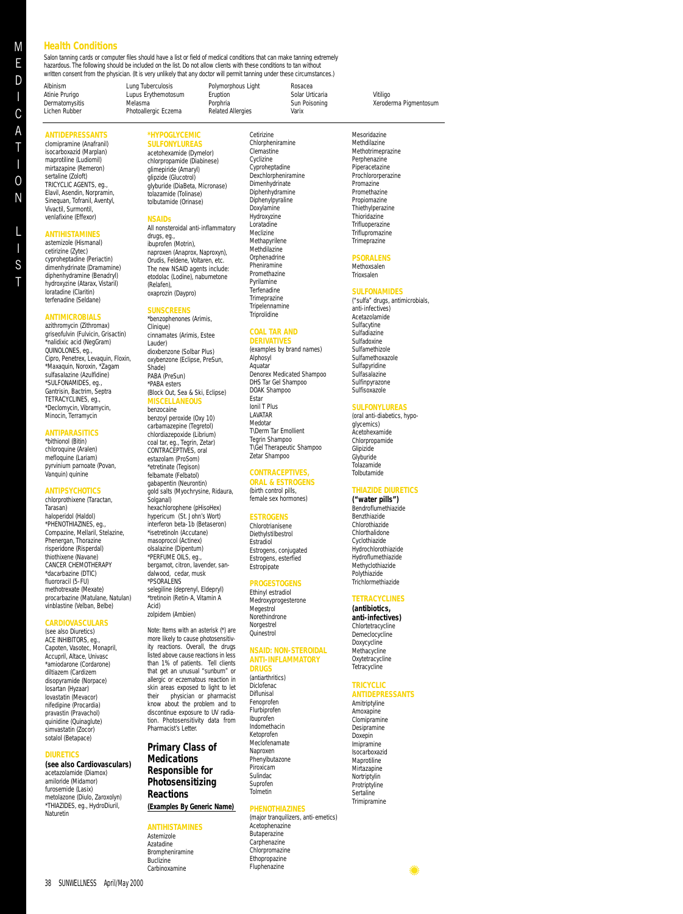## Health Conditions

Salon tanning cards or computer files should have a list or field of medical conditions that can make tanning extremely hazardous. The following should be included on the list. Do not allow clients with these conditions to tan without written consent from the physician. (It is very unlikely that any doctor will permit tanning under these circumstances.)

| | | | | |
|---|---|---|---|---|
| Albinism | Lung Tuberculosis | Polymorphous Light | Rosacea | |
| Atinie Prurigo | Lupus Erythemotosum | Eruption | Solar Urticaria | Vitiligo |
| Dermatomysitis | Melasma | Porphria | Sun Poisoning | Xeroderma Pigmentosum |
| Lichen Rubber | Photoallergic Eczema | Related Allergies | Varix | |

### ANTIDEPRESSANTS

clomipramine (Anafranil)
isocarboxazid (Marplan)
maprotiline (Ludiomil)
mirtazapine (Remeron)
sertaline (Zoloft)
TRICYCLIC AGENTS, eg., Elavil, Asendin, Norpramin, Sinequan, Tofranil, Aventyl, Vivactil, Surmontil,
venlafixine (Effexor)

### ANTIHISTAMINES

astemizole (Hismanal)
cetirizine (Zytec)
cyproheptadine (Periactin)
dimenhydrinate (Dramamine)
diphenhydramine (Benadryl)
hydroxyzine (Atarax, Vistaril)
loratadine (Claritin)
terfenadine (Seldane)

### ANTIMICROBIALS

azithromycin (Zithromax)
griseofulvin (Fulvicin, Grisactin)
*nalidixic acid (NegGram)
QUINOLONES, eg., Cipro, Penetrex, Levaquin, Floxin, *Maxaquin, Noroxin, *Zagam
sulfasalazine (Azulfidine)
*SULFONAMIDES, eg., Gantrisin, Bactrim, Septra
TETRACYCLINES, eg., *Declomycin, Vibramycin, Minocin, Terramycin

### ANTIPARASITICS

*bithionol (Bitin)
chloroquine (Aralen)
mefloquine (Lariam)
pyrvinium parnoate (Povan, Vanquin) quinine

### ANTIPSYCHOTICS

chlorprothixene (Taractan, Tarasan)
haloperidol (Haldol)
*PHENOTHIAZINES, eg., Compazine, Mellaril, Stelazine, Phenergan, Thorazine
risperidone (Risperdal)
thiothixene (Navane)
CANCER CHEMOTHERAPY
*dacarbazine (DTIC)
fluororacil (5-FU)
methotrexate (Mexate)
procarbazine (Matulane, Natulan)
vinblastine (Velban, Belbe)

### CARDIOVASCULARS

(see also Diuretics)
ACE INHIBITORS, eg., Capoten, Vasotec, Monapril, Accupril, Altace, Univasc
*amiodarone (Cordarone)
diltiazem (Cardizem
disopyramide (Norpace)
losartan (Hyzaar)
lovastatin (Mevacor)
nifedipine (Procardia)
pravastin (Pravachol)
quinidine (Quinaglute)
simvastatin (Zocor)
sotalol (Betapace)

### DIURETICS

**(see also Cardiovasculars)**
acetazolamide (Diamox)
amiloride (Midamor)
furosemide (Lasix)
metolazone (Diulo, Zaroxolyn)
*THIAZIDES, eg., HydroDiuril, Naturetin

### *HYPOGLYCEMIC SULFONYLUREAS

acetohexamide (Dymelor)
chlorpropamide (Diabinese)
glimepiride (Amaryl)
glipzide (Glucotrol)
glyburide (DiaBeta, Micronase)
tolazamide (Tolinase)
tolbutamide (Orinase)

### NSAIDs

All nonsteroidal anti-inflammatory drugs, eg., ibuprofen (Motrin), naproxen (Anaprox, Naproxyn), Orudis, Feldene, Voltaren, etc. The new NSAID agents include: etodolac (Lodine), nabumetone (Relafen), oxaprozin (Daypro)

### SUNSCREENS

*benzophenones (Arimis, Clinique)
cinnamates (Arimis, Estee Lauder)
dioxbenzone (Solbar Plus)
oxybenzone (Eclipse, PreSun, Shade)
PABA (PreSun)
*PABA esters (Block Out, Sea & Ski, Eclipse)

### MISCELLANEOUS

benzocaine
benzoyl peroxide (Oxy 10)
carbamazepine (Tegretol)
chlordiazepoxide (Librium)
coal tar, eg., Tegrin, Zetar)
CONTRACEPTIVES, oral
estazolam (ProSom)
*etretinate (Tegison)
felbamate (Felbatol)
gabapentin (Neurontin)
gold salts (Myochrysine, Ridaura, Solganal)
hexachlorophene (pHisoHex)
hypericum (St. John's Wort)
interferon beta-1b (Betaseron)
*isetretinoln (Accutane)
masoprocol (Actinex)
olsalazine (Dipentum)
*PERFUME OILS, eg., bergamot, citron, lavender, sandalwood, cedar, musk
*PSORALENS
selegiline (deprenyl, Eldepryl)
*tretinoin (Retin-A, Vitamin A Acid)
zolpidem (Ambien)

Note: Items with an asterisk (*) are more likely to cause photosensitivity reactions. Overall, the drugs listed above cause reactions in less than 1% of patients. Tell clients that get an unusual "sunburn" or allergic or eczematous reaction in skin areas exposed to light to let their physician or pharmacist know about the problem and to discontinue exposure to UV radiation. Photosensitivity data from Pharmacist's Letter.

## Primary Class of Medications Responsible for Photosensitizing Reactions

**Examples By Generic Name)**

### ANTIHISTAMINES

Astemizole
Azatadine
Brompheniramine
Buclizine
Carbinoxamine
Cetirizine
Chlorpheniramine
Clemastine
Cyclizine
Cyproheptadine
Dexchlorpheniramine
Dimenhydrinate
Diphenhydramine
Diphenylpyraline
Doxylamine
Hydroxyzine
Loratadine
Meclizine
Methapyrilene
Methdilazine
Orphenadrine
Pheniramine
Promethazine
Pyrilamine
Terfenadine
Trimeprazine
Tripelennamine
Triprolidine

### COAL TAR AND DERIVATIVES

(examples by brand names)
Alphosyl
Aquatar
Denorex Medicated Shampoo
DHS Tar Gel Shampoo
DOAK Shampoo
Estar
Ionil T Plus
LAVATAR
Medotar
T\Derm Tar Emollient
Tegrin Shampoo
T\Gel Therapeutic Shampoo
Zetar Shampoo

### CONTRACEPTIVES, ORAL & ESTROGENS

(birth control pills, female sex hormones)

### ESTROGENS

Chlorotrianisene
Diethylstilbestrol
Estradiol
Estrogens, conjugated
Estrogens, esterfied
Estropipate

### PROGESTOGENS

Ethinyl estradiol
Medroxyprogesterone
Megestrol
Norethindrone
Norgestrel
Quinestrol

### NSAID: NON-STEROIDAL ANTI-INFLAMMATORY DRUGS

(antiarthritics)
Diclofenac
Diflunisal
Fenoprofen
Flurbiprofen
Ibuprofen
Indomethacin
Ketoprofen
Meclofenamate
Naproxen
Phenylbutazone
Piroxicam
Sulindac
Suprofen
Tolmetin

### PHENOTHIAZINES

(major tranquilizers, anti-emetics)
Acetophenazine
Butaperazine
Carphenazine
Chlorpromazine
Ethopropazine
Fluphenazine
Mesoridazine
Methdilazine
Methotrimeprazine
Perphenazine
Piperacetazine
Prochlororperazine
Promazine
Promethazine
Propiomazine
Thiethylperazine
Thioridazine
Trifluoperazine
Triflupromazine
Trimeprazine

### PSORALENS

Methoxsalen
Trioxsalen

### SULFONAMIDES

("sulfa" drugs, antimicrobials, anti-infectives)
Acetazolamide
Sulfacytine
Sulfadiazine
Sulfadoxine
Sulfamethizole
Sulfamethoxazole
Sulfapyridine
Sulfasalazine
Sulfinpyrazone
Sulfisoxazole

### SULFONYLUREAS

(oral anti-diabetics, hypoglycemics)
Acetohexamide
Chlorpropamide
Glipizide
Glyburide
Tolazamide
Tolbutamide

### THIAZIDE DIURETICS

**("water pills")**
Bendroflumethiazide
Benzthiazide
Chlorothiazide
Chlorthalidone
Cyclothiazide
Hydrochlorothiazide
Hydroflumethiazide
Methyclothiazide
Polythiazide
Trichlormethiazide

### TETRACYCLINES

**(antibiotics, anti-infectives)**
Chlortetracycline
Demeclocycline
Doxycycline
Methacycline
Oxytetracycline
Tetracycline

### TRICYCLIC ANTIDEPRESSANTS

Amitriptyline
Amoxapine
Clomipramine
Desipramine
Doxepin
Imipramine
Isocarboxazid
Maprotiline
Mirtazapine
Nortriptylin
Protriptyline
Sertaline
Trimipramine